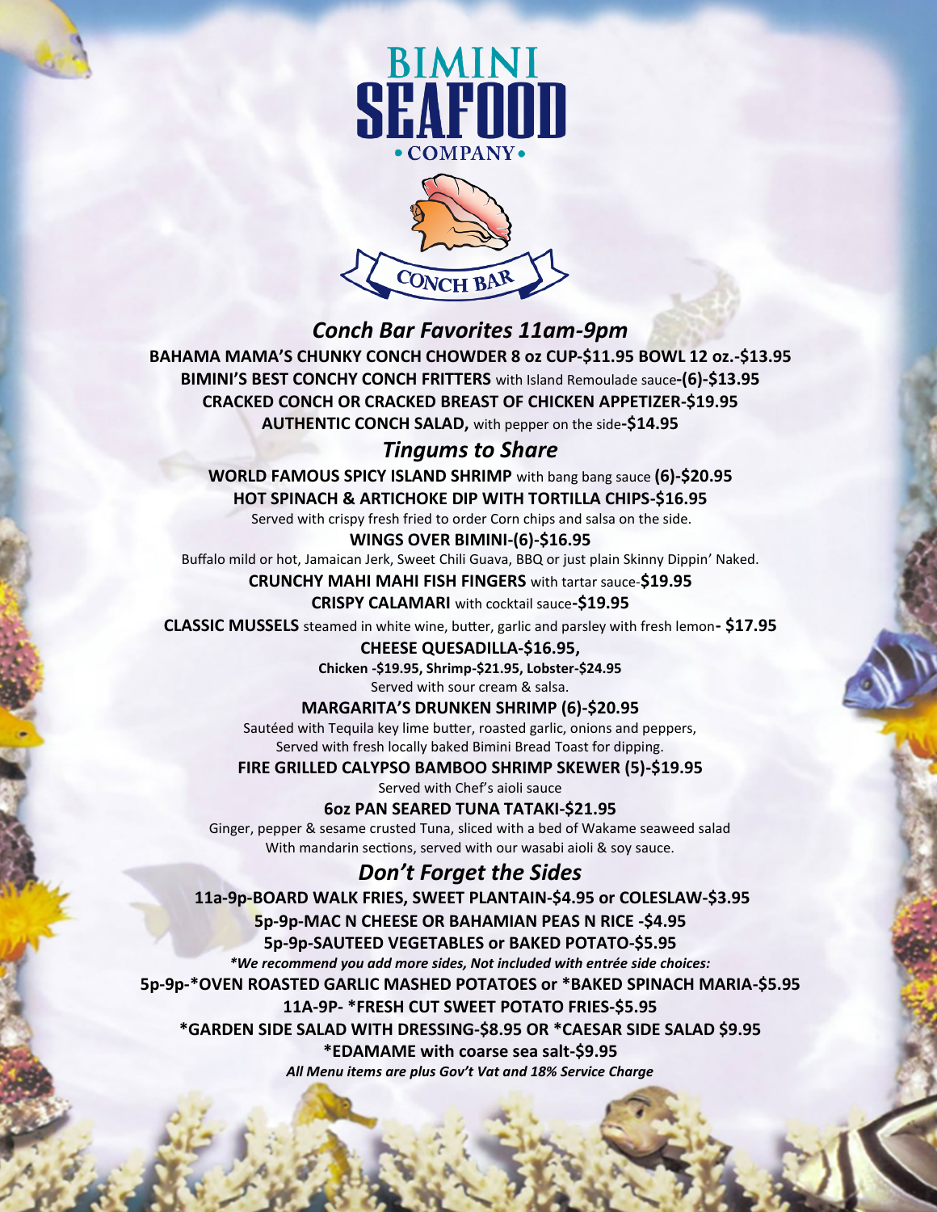# BIMINI SEAFOOD • COMPANY •

CONCH BAR

## *Conch Bar Favorites 11am-9pm*

**BAHAMA MAMA'S CHUNKY CONCH CHOWDER 8 oz CUP-$11.95 BOWL 12 oz.-$13.95**

**BIMINI'S BEST CONCHY CONCH FRITTERS** with Island Remoulade sauce**-(6)-$13.95**

**CRACKED CONCH OR CRACKED BREAST OF CHICKEN APPETIZER-$19.95**

**AUTHENTIC CONCH SALAD,** with pepper on the side**-$14.95**

## *Tingums to Share*

**WORLD FAMOUS SPICY ISLAND SHRIMP** with bang bang sauce **(6)-$20.95**

**HOT SPINACH & ARTICHOKE DIP WITH TORTILLA CHIPS-$16.95**
Served with crispy fresh fried to order Corn chips and salsa on the side.

**WINGS OVER BIMINI-(6)-$16.95**
Buffalo mild or hot, Jamaican Jerk, Sweet Chili Guava, BBQ or just plain Skinny Dippin' Naked.

**CRUNCHY MAHI MAHI FISH FINGERS** with tartar sauce-**$19.95**

**CRISPY CALAMARI** with cocktail sauce**-$19.95**

**CLASSIC MUSSELS** steamed in white wine, butter, garlic and parsley with fresh lemon**- $17.95**

**CHEESE QUESADILLA-$16.95,**
**Chicken -$19.95, Shrimp-$21.95, Lobster-$24.95**
Served with sour cream & salsa.

**MARGARITA'S DRUNKEN SHRIMP (6)-$20.95**
Sautéed with Tequila key lime butter, roasted garlic, onions and peppers,
Served with fresh locally baked Bimini Bread Toast for dipping.

**FIRE GRILLED CALYPSO BAMBOO SHRIMP SKEWER (5)-$19.95**
Served with Chef's aioli sauce

**6oz PAN SEARED TUNA TATAKI-$21.95**
Ginger, pepper & sesame crusted Tuna, sliced with a bed of Wakame seaweed salad
With mandarin sections, served with our wasabi aioli & soy sauce.

## *Don't Forget the Sides*

**11a-9p-BOARD WALK FRIES, SWEET PLANTAIN-$4.95 or COLESLAW-$3.95**

**5p-9p-MAC N CHEESE OR BAHAMIAN PEAS N RICE -$4.95**

**5p-9p-SAUTEED VEGETABLES or BAKED POTATO-$5.95**

***We recommend you add more sides, Not included with entrée side choices:***

**5p-9p-*OVEN ROASTED GARLIC MASHED POTATOES or *BAKED SPINACH MARIA-$5.95**

**11A-9P- *FRESH CUT SWEET POTATO FRIES-$5.95**

***GARDEN SIDE SALAD WITH DRESSING-$8.95 OR *CAESAR SIDE SALAD $9.95**

***EDAMAME with coarse sea salt-$9.95**

***All Menu items are plus Gov't Vat and 18% Service Charge***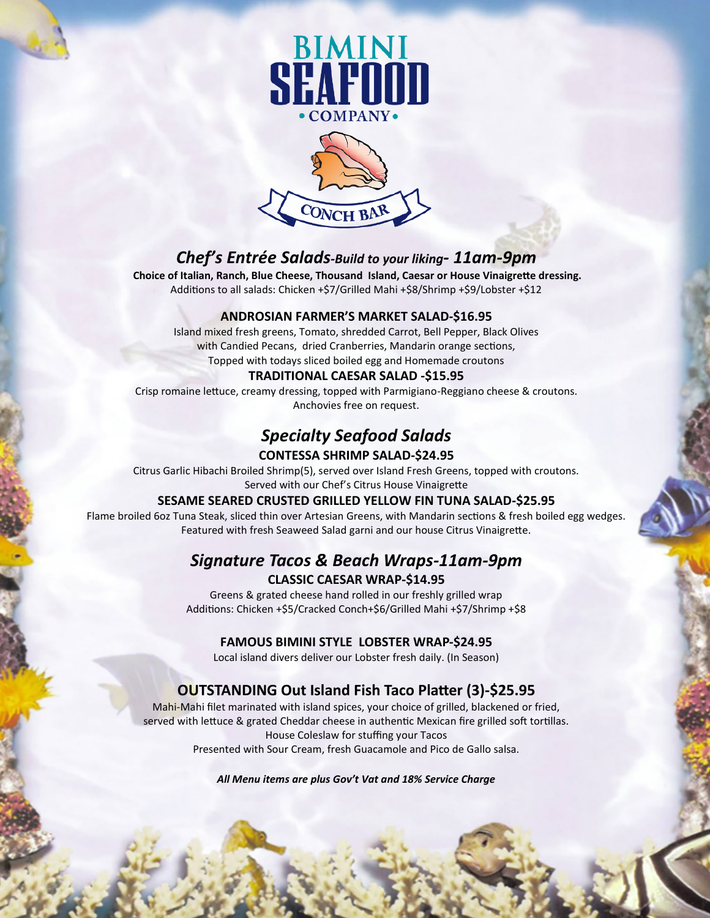# BIMINI SEAFOOD • COMPANY •

CONCH BAR

## *Chef's Entrée Salads-Build to your liking- 11am-9pm*

**Choice of Italian, Ranch, Blue Cheese, Thousand Island, Caesar or House Vinaigrette dressing.**

Additions to all salads: Chicken +$7/Grilled Mahi +$8/Shrimp +$9/Lobster +$12

### ANDROSIAN FARMER'S MARKET SALAD-$16.95

Island mixed fresh greens, Tomato, shredded Carrot, Bell Pepper, Black Olives with Candied Pecans, dried Cranberries, Mandarin orange sections, Topped with todays sliced boiled egg and Homemade croutons

### TRADITIONAL CAESAR SALAD -$15.95

Crisp romaine lettuce, creamy dressing, topped with Parmigiano-Reggiano cheese & croutons. Anchovies free on request.

## *Specialty Seafood Salads*

### CONTESSA SHRIMP SALAD-$24.95

Citrus Garlic Hibachi Broiled Shrimp(5), served over Island Fresh Greens, topped with croutons. Served with our Chef's Citrus House Vinaigrette

### SESAME SEARED CRUSTED GRILLED YELLOW FIN TUNA SALAD-$25.95

Flame broiled 6oz Tuna Steak, sliced thin over Artesian Greens, with Mandarin sections & fresh boiled egg wedges. Featured with fresh Seaweed Salad garni and our house Citrus Vinaigrette.

## *Signature Tacos & Beach Wraps-11am-9pm*

### CLASSIC CAESAR WRAP-$14.95

Greens & grated cheese hand rolled in our freshly grilled wrap

Additions: Chicken +$5/Cracked Conch+$6/Grilled Mahi +$7/Shrimp +$8

### FAMOUS BIMINI STYLE LOBSTER WRAP-$24.95

Local island divers deliver our Lobster fresh daily. (In Season)

## OUTSTANDING Out Island Fish Taco Platter (3)-$25.95

Mahi-Mahi filet marinated with island spices, your choice of grilled, blackened or fried, served with lettuce & grated Cheddar cheese in authentic Mexican fire grilled soft tortillas.
House Coleslaw for stuffing your Tacos
Presented with Sour Cream, fresh Guacamole and Pico de Gallo salsa.

***All Menu items are plus Gov't Vat and 18% Service Charge***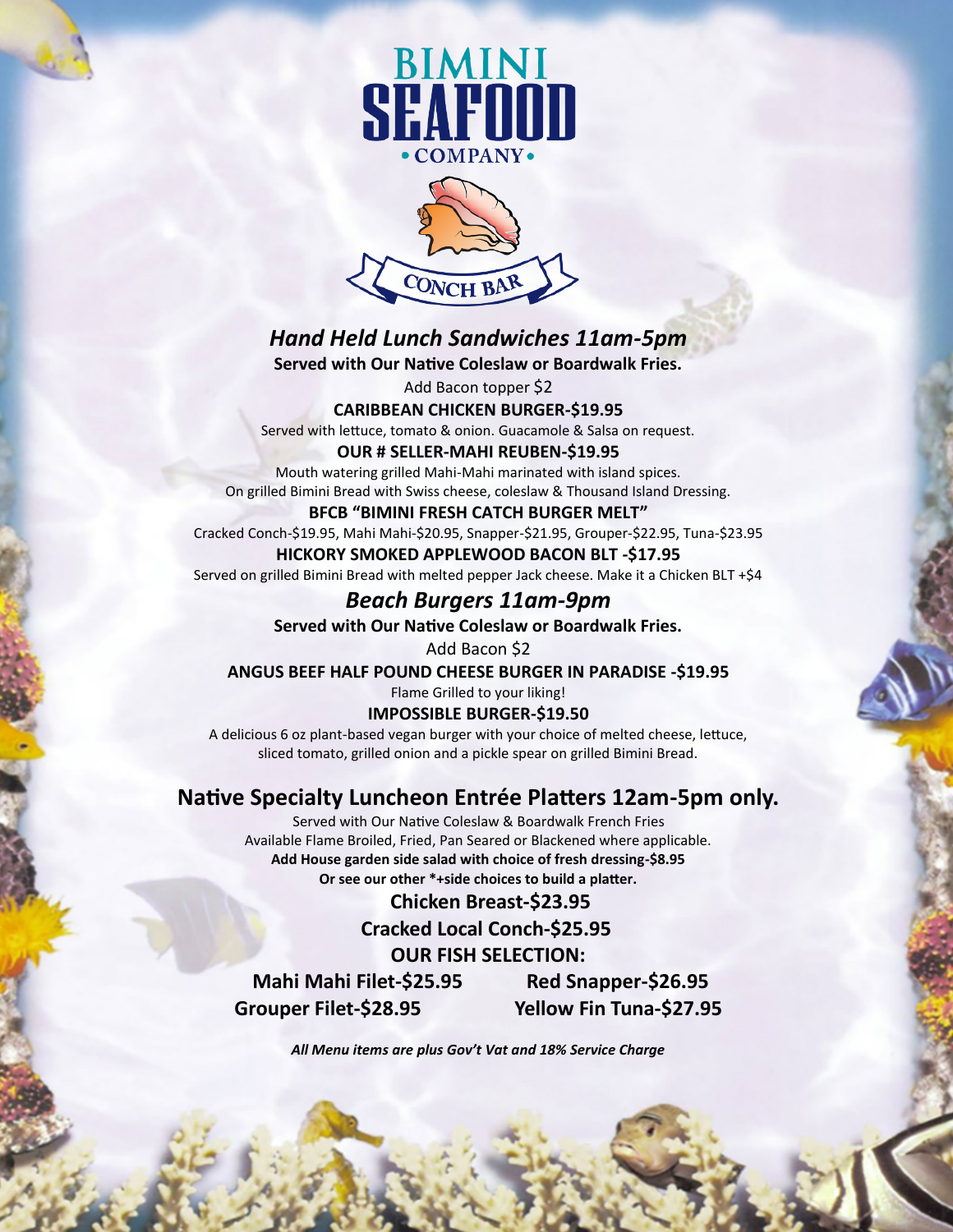# BIMINI SEAFOOD • COMPANY •

CONCH BAR

## *Hand Held Lunch Sandwiches 11am-5pm*

**Served with Our Native Coleslaw or Boardwalk Fries.**

Add Bacon topper $2

**CARIBBEAN CHICKEN BURGER-$19.95**

Served with lettuce, tomato & onion. Guacamole & Salsa on request.

**OUR # SELLER-MAHI REUBEN-$19.95**

Mouth watering grilled Mahi-Mahi marinated with island spices.
On grilled Bimini Bread with Swiss cheese, coleslaw & Thousand Island Dressing.

**BFCB "BIMINI FRESH CATCH BURGER MELT"**

Cracked Conch-$19.95, Mahi Mahi-$20.95, Snapper-$21.95, Grouper-$22.95, Tuna-$23.95

**HICKORY SMOKED APPLEWOOD BACON BLT -$17.95**

Served on grilled Bimini Bread with melted pepper Jack cheese. Make it a Chicken BLT +$4

## *Beach Burgers 11am-9pm*

**Served with Our Native Coleslaw or Boardwalk Fries.**

Add Bacon $2

**ANGUS BEEF HALF POUND CHEESE BURGER IN PARADISE -$19.95**

Flame Grilled to your liking!

**IMPOSSIBLE BURGER-$19.50**

A delicious 6 oz plant-based vegan burger with your choice of melted cheese, lettuce, sliced tomato, grilled onion and a pickle spear on grilled Bimini Bread.

## Native Specialty Luncheon Entrée Platters 12am-5pm only.

Served with Our Native Coleslaw & Boardwalk French Fries
Available Flame Broiled, Fried, Pan Seared or Blackened where applicable.
**Add House garden side salad with choice of fresh dressing-$8.95**
**Or see our other *+side choices to build a platter.**

**Chicken Breast-$23.95**

**Cracked Local Conch-$25.95**

**OUR FISH SELECTION:**

**Mahi Mahi Filet-$25.95**

**Red Snapper-$26.95**

**Grouper Filet-$28.95**

**Yellow Fin Tuna-$27.95**

***All Menu items are plus Gov't Vat and 18% Service Charge***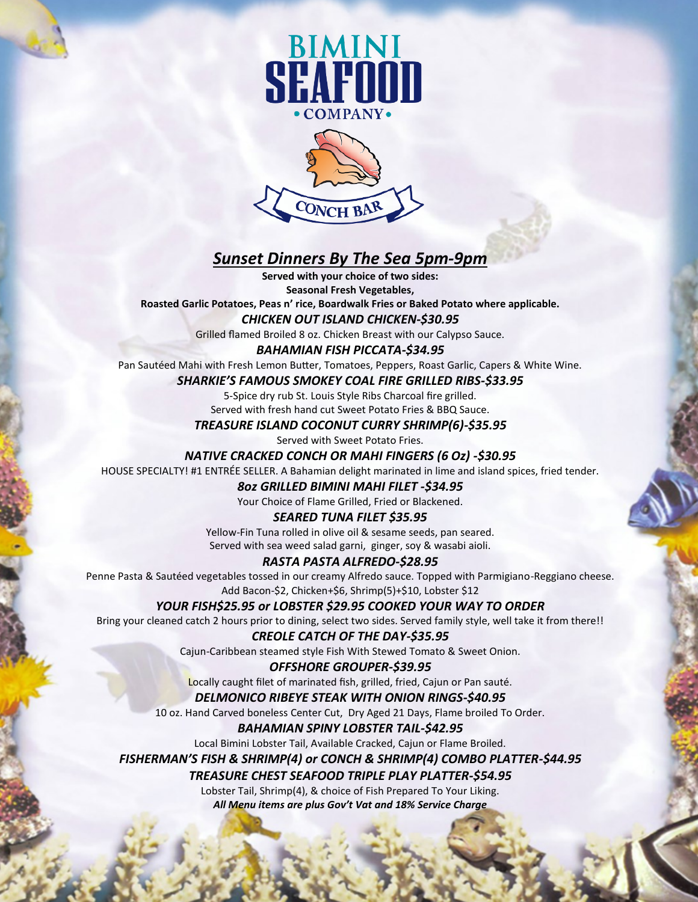# BIMINI SEAFOOD • COMPANY •

CONCH BAR

## *Sunset Dinners By The Sea 5pm-9pm*

**Served with your choice of two sides:**
**Seasonal Fresh Vegetables,**
**Roasted Garlic Potatoes, Peas n' rice, Boardwalk Fries or Baked Potato where applicable.**

***CHICKEN OUT ISLAND CHICKEN-$30.95***

Grilled flamed Broiled 8 oz. Chicken Breast with our Calypso Sauce.

***BAHAMIAN FISH PICCATA-$34.95***

Pan Sautéed Mahi with Fresh Lemon Butter, Tomatoes, Peppers, Roast Garlic, Capers & White Wine.

***SHARKIE'S FAMOUS SMOKEY COAL FIRE GRILLED RIBS-$33.95***

5-Spice dry rub St. Louis Style Ribs Charcoal fire grilled.
Served with fresh hand cut Sweet Potato Fries & BBQ Sauce.

***TREASURE ISLAND COCONUT CURRY SHRIMP(6)-$35.95***

Served with Sweet Potato Fries.

***NATIVE CRACKED CONCH OR MAHI FINGERS (6 Oz) -$30.95***

HOUSE SPECIALTY! #1 ENTRÉE SELLER. A Bahamian delight marinated in lime and island spices, fried tender.

***8oz GRILLED BIMINI MAHI FILET -$34.95***

Your Choice of Flame Grilled, Fried or Blackened.

***SEARED TUNA FILET $35.95***

Yellow-Fin Tuna rolled in olive oil & sesame seeds, pan seared.
Served with sea weed salad garni, ginger, soy & wasabi aioli.

***RASTA PASTA ALFREDO-$28.95***

Penne Pasta & Sautéed vegetables tossed in our creamy Alfredo sauce. Topped with Parmigiano-Reggiano cheese.
Add Bacon-$2, Chicken+$6, Shrimp(5)+$10, Lobster $12

***YOUR FISH$25.95 or LOBSTER $29.95 COOKED YOUR WAY TO ORDER***

Bring your cleaned catch 2 hours prior to dining, select two sides. Served family style, well take it from there!!

***CREOLE CATCH OF THE DAY-$35.95***

Cajun-Caribbean steamed style Fish With Stewed Tomato & Sweet Onion.

***OFFSHORE GROUPER-$39.95***

Locally caught filet of marinated fish, grilled, fried, Cajun or Pan sauté.

***DELMONICO RIBEYE STEAK WITH ONION RINGS-$40.95***

10 oz. Hand Carved boneless Center Cut, Dry Aged 21 Days, Flame broiled To Order.

***BAHAMIAN SPINY LOBSTER TAIL-$42.95***

Local Bimini Lobster Tail, Available Cracked, Cajun or Flame Broiled.

***FISHERMAN'S FISH & SHRIMP(4) or CONCH & SHRIMP(4) COMBO PLATTER-$44.95***

***TREASURE CHEST SEAFOOD TRIPLE PLAY PLATTER-$54.95***

Lobster Tail, Shrimp(4), & choice of Fish Prepared To Your Liking.

***All Menu items are plus Gov't Vat and 18% Service Charge***